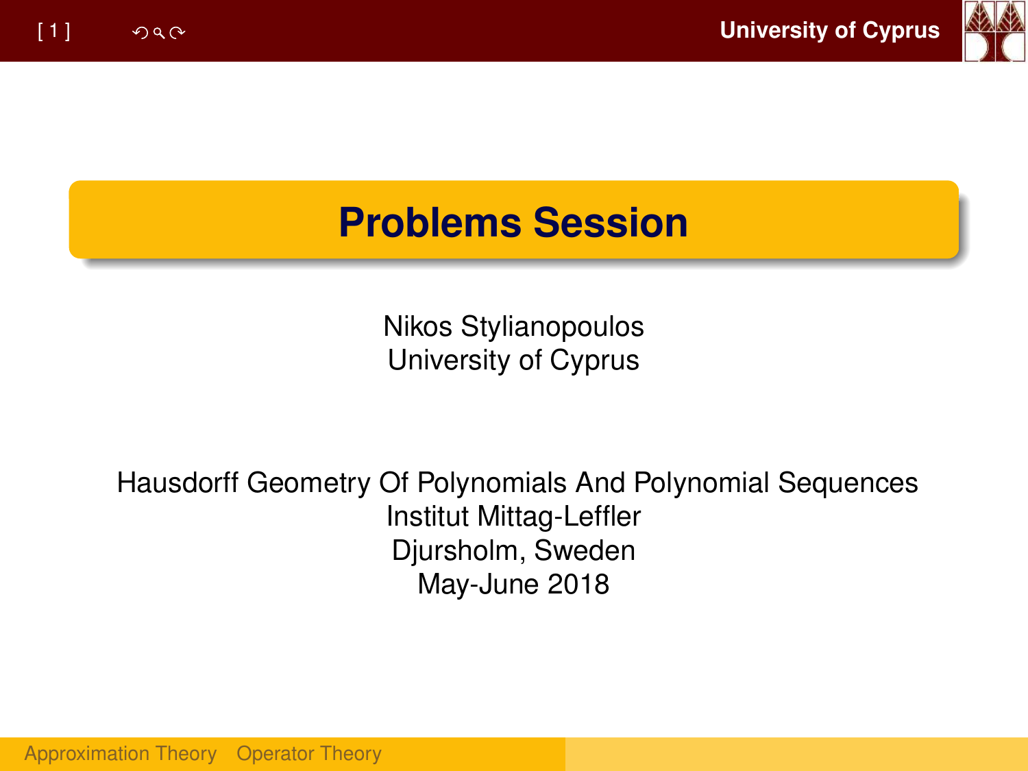# Problems Session

Nikos Stylianopoulos
University of Cyprus

Hausdorff Geometry Of Polynomials And Polynomial Sequences
Institut Mittag-Leffler
Djursholm, Sweden
May-June 2018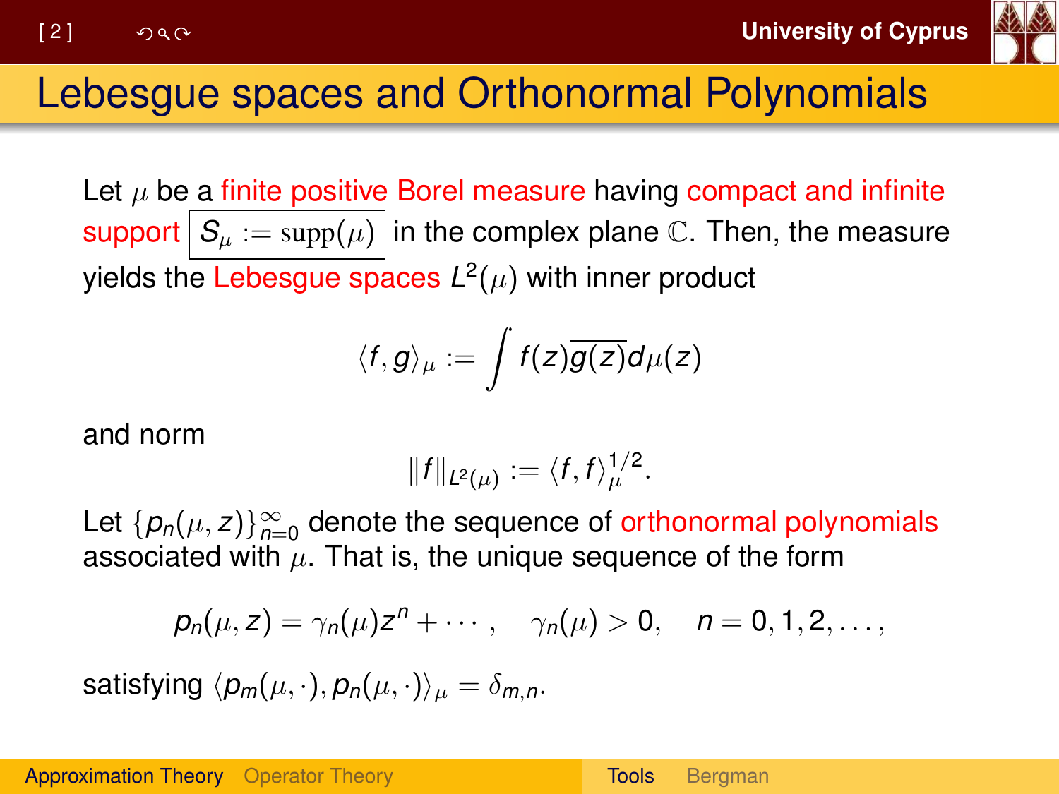# Lebesgue spaces and Orthonormal Polynomials

Let $\mu$ be a finite positive Borel measure having compact and infinite support $\boxed{S_\mu := \operatorname{supp}(\mu)}$ in the complex plane $\mathbb{C}$. Then, the measure yields the Lebesgue spaces $L^2(\mu)$ with inner product

$$\langle f, g \rangle_\mu := \int f(z)\overline{g(z)}d\mu(z)$$

and norm

$$\|f\|_{L^2(\mu)} := \langle f, f \rangle_\mu^{1/2}.$$

Let $\{p_n(\mu, z)\}_{n=0}^{\infty}$ denote the sequence of orthonormal polynomials associated with $\mu$. That is, the unique sequence of the form

$$p_n(\mu, z) = \gamma_n(\mu)z^n + \cdots, \quad \gamma_n(\mu) > 0, \quad n = 0, 1, 2, \ldots,$$

satisfying $\langle p_m(\mu, \cdot), p_n(\mu, \cdot) \rangle_\mu = \delta_{m,n}$.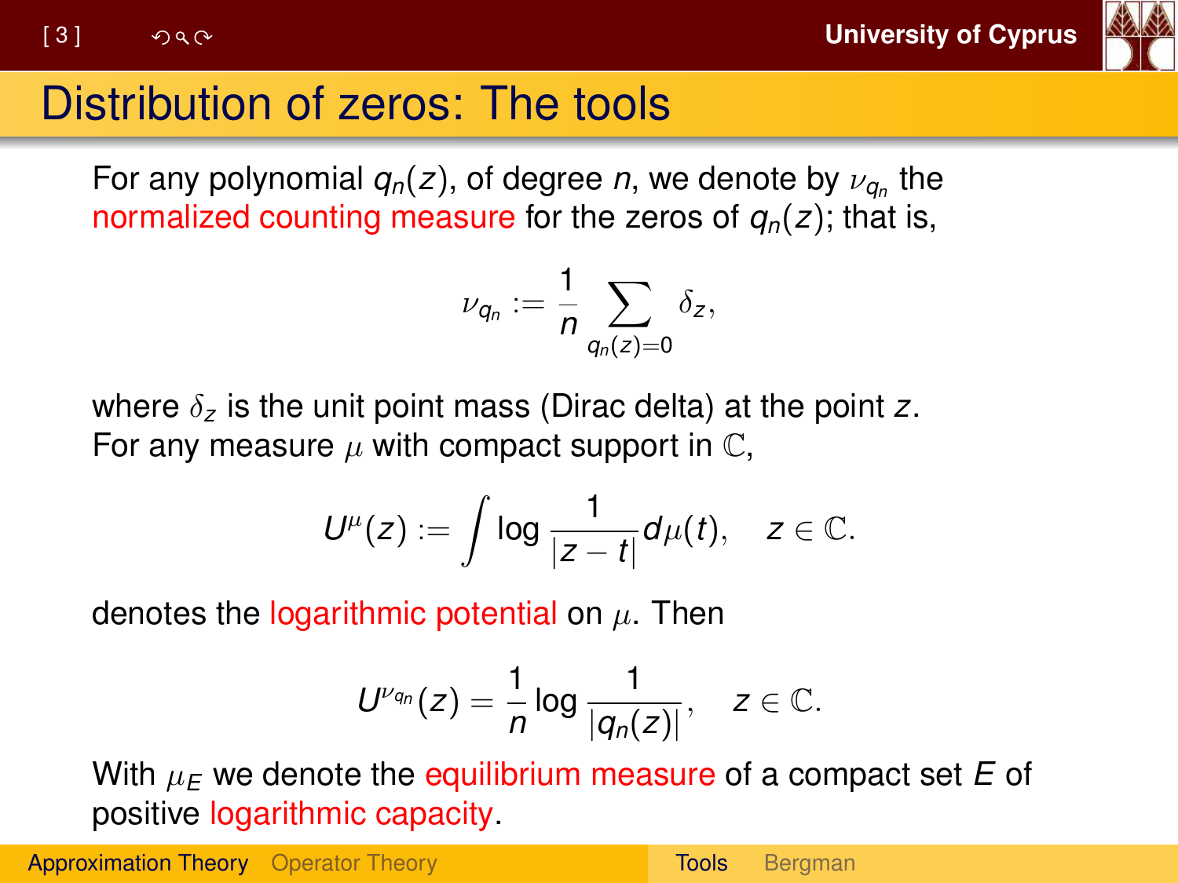# Distribution of zeros: The tools

For any polynomial $q_n(z)$, of degree $n$, we denote by $\nu_{q_n}$ the normalized counting measure for the zeros of $q_n(z)$; that is,

$$\nu_{q_n} := \frac{1}{n} \sum_{q_n(z)=0} \delta_z,$$

where $\delta_z$ is the unit point mass (Dirac delta) at the point $z$.
For any measure $\mu$ with compact support in $\mathbb{C}$,

$$U^{\mu}(z) := \int \log \frac{1}{|z-t|} d\mu(t), \quad z \in \mathbb{C}.$$

denotes the logarithmic potential on $\mu$. Then

$$U^{\nu_{q_n}}(z) = \frac{1}{n} \log \frac{1}{|q_n(z)|}, \quad z \in \mathbb{C}.$$

With $\mu_E$ we denote the equilibrium measure of a compact set $E$ of positive logarithmic capacity.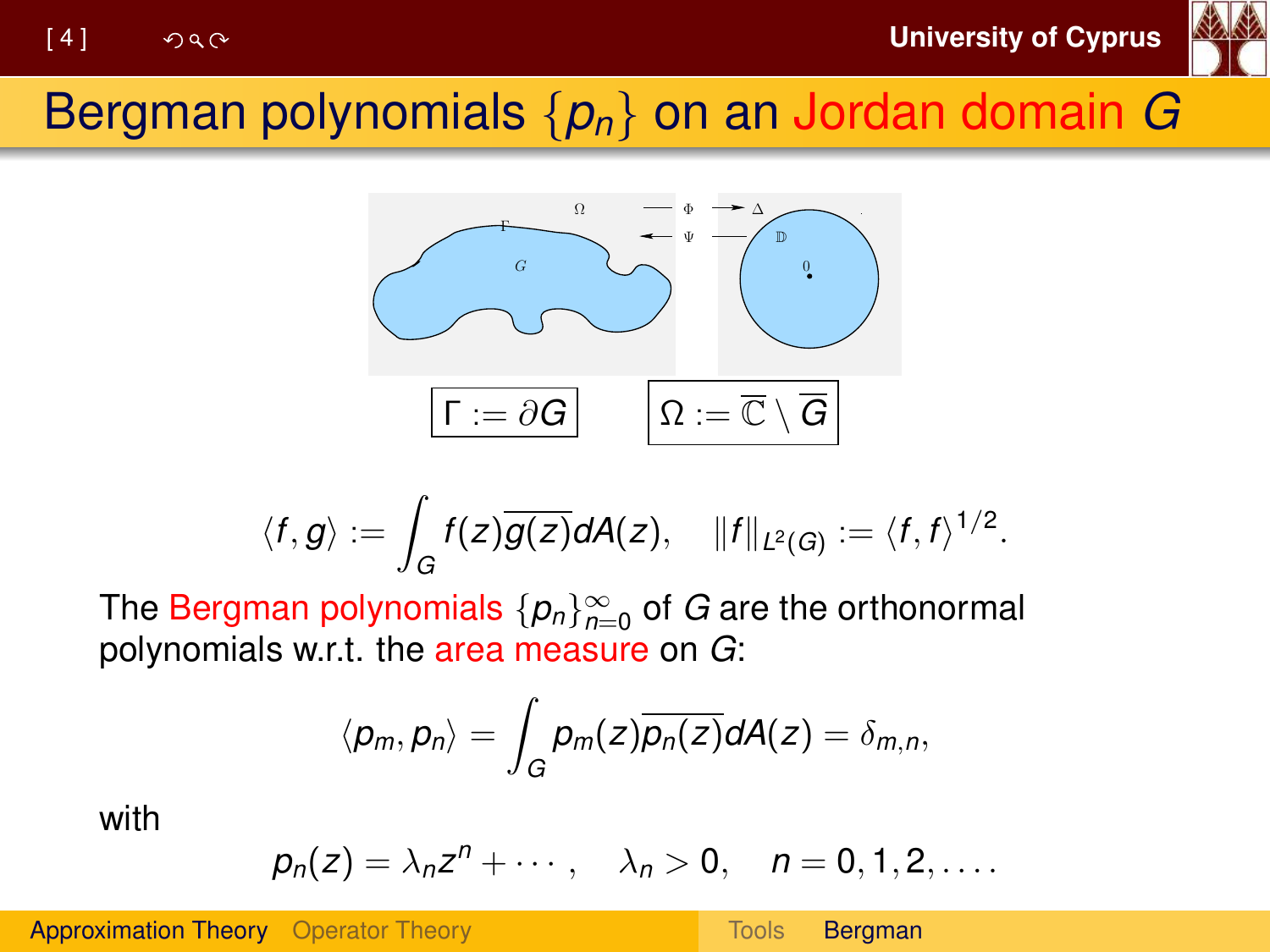# Bergman polynomials $\{p_n\}$ on an Jordan domain $G$

$\Gamma := \partial G$ $\Omega := \overline{\mathbb{C}} \setminus \overline{G}$

$$\langle f, g\rangle := \int_G f(z)\overline{g(z)}dA(z), \quad \|f\|_{L^2(G)} := \langle f, f\rangle^{1/2}.$$

The Bergman polynomials $\{p_n\}_{n=0}^{\infty}$ of $G$ are the orthonormal polynomials w.r.t. the area measure on $G$:

$$\langle p_m, p_n\rangle = \int_G p_m(z)\overline{p_n(z)}dA(z) = \delta_{m,n},$$

with

$$p_n(z) = \lambda_n z^n + \cdots, \quad \lambda_n > 0, \quad n = 0, 1, 2, \ldots.$$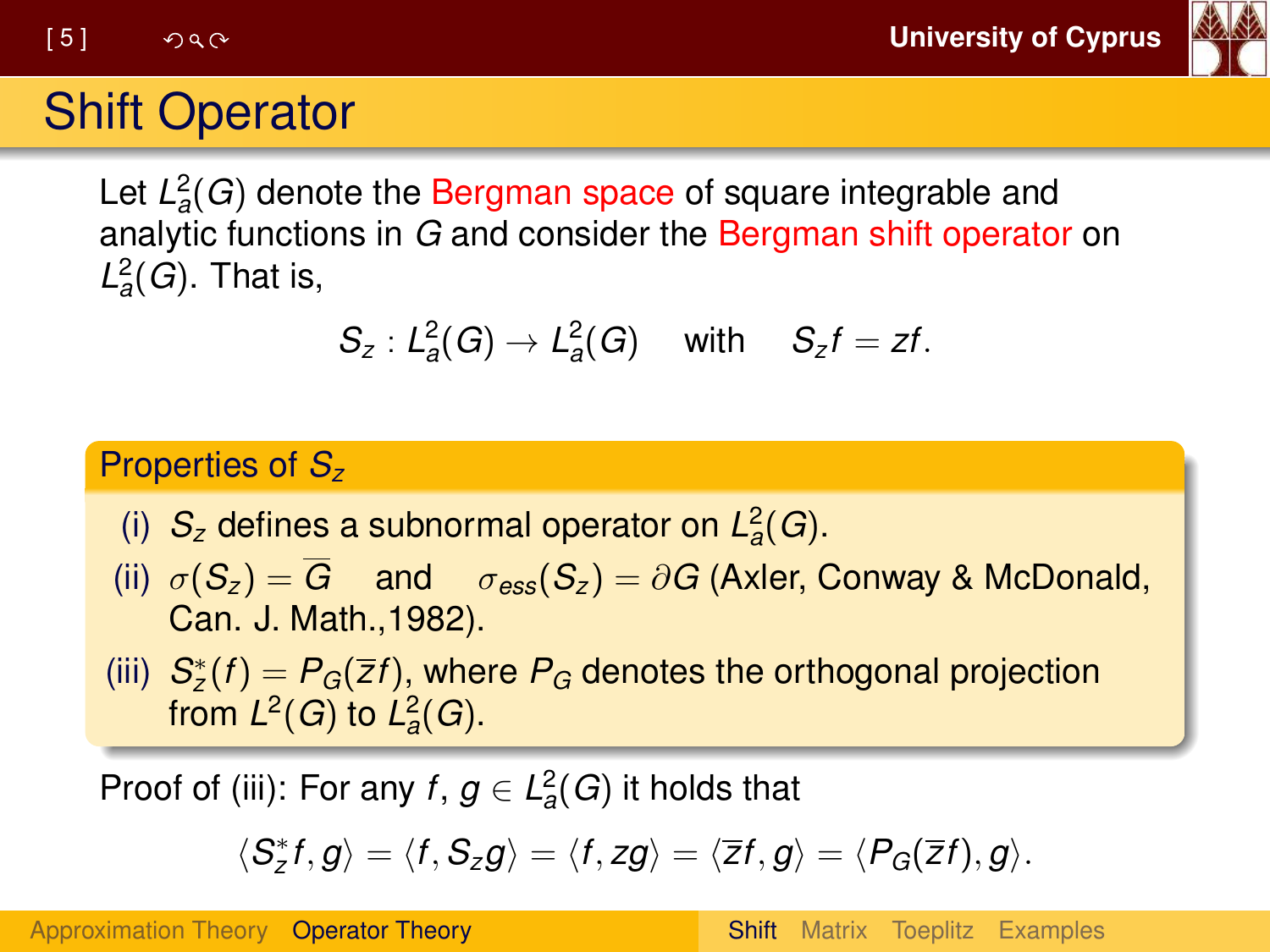# Shift Operator

Let $L_a^2(G)$ denote the Bergman space of square integrable and analytic functions in $G$ and consider the Bergman shift operator on $L_a^2(G)$. That is,

$$S_z : L_a^2(G) \to L_a^2(G) \quad \text{with} \quad S_z f = zf.$$

## Properties of $S_z$

(i) $S_z$ defines a subnormal operator on $L_a^2(G)$.

(ii) $\sigma(S_z) = \overline{G}$ and $\sigma_{ess}(S_z) = \partial G$ (Axler, Conway & McDonald, Can. J. Math.,1982).

(iii) $S_z^*(f) = P_G(\overline{z}f)$, where $P_G$ denotes the orthogonal projection from $L^2(G)$ to $L_a^2(G)$.

Proof of (iii): For any $f$, $g \in L_a^2(G)$ it holds that

$$\langle S_z^* f, g\rangle = \langle f, S_z g\rangle = \langle f, zg\rangle = \langle \overline{z}f, g\rangle = \langle P_G(\overline{z}f), g\rangle.$$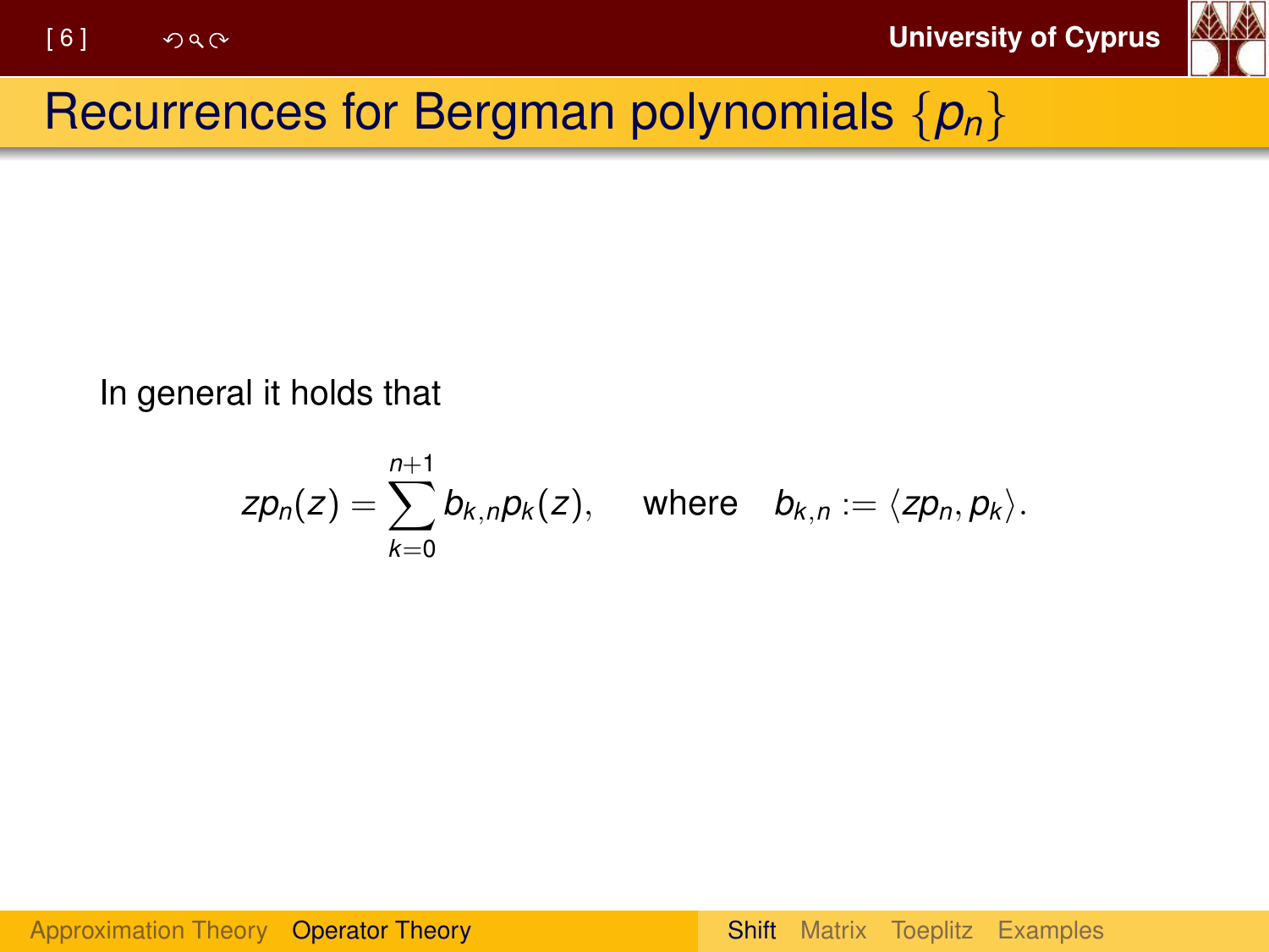# Recurrences for Bergman polynomials $\{p_n\}$

In general it holds that

$$zp_n(z) = \sum_{k=0}^{n+1} b_{k,n} p_k(z), \quad \text{where} \quad b_{k,n} := \langle zp_n, p_k \rangle.$$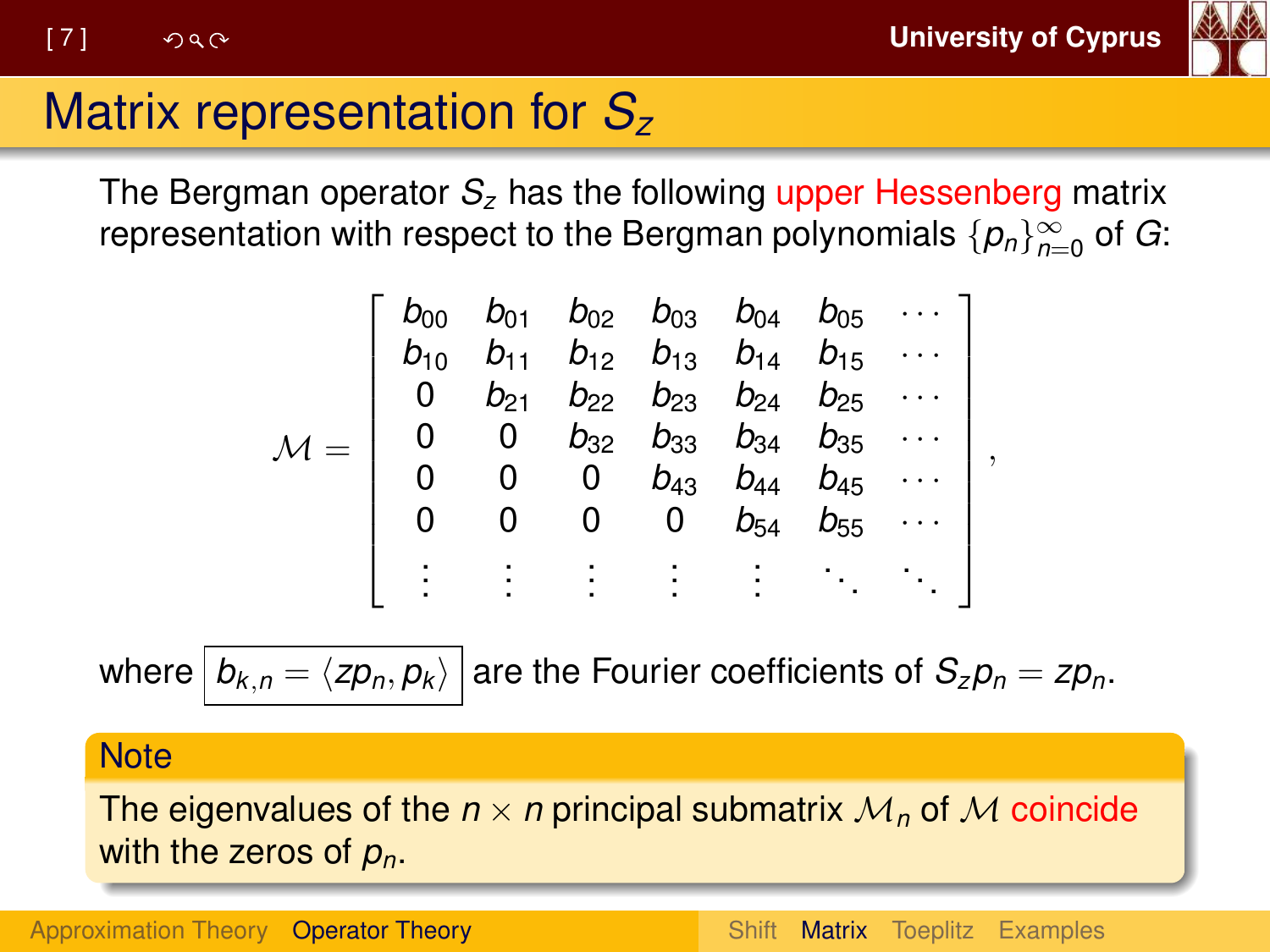# Matrix representation for $S_z$

The Bergman operator $S_z$ has the following upper Hessenberg matrix representation with respect to the Bergman polynomials $\{p_n\}_{n=0}^{\infty}$ of $G$:

$$
\mathcal{M} = \begin{bmatrix}
b_{00} & b_{01} & b_{02} & b_{03} & b_{04} & b_{05} & \cdots \\
b_{10} & b_{11} & b_{12} & b_{13} & b_{14} & b_{15} & \cdots \\
0 & b_{21} & b_{22} & b_{23} & b_{24} & b_{25} & \cdots \\
0 & 0 & b_{32} & b_{33} & b_{34} & b_{35} & \cdots \\
0 & 0 & 0 & b_{43} & b_{44} & b_{45} & \cdots \\
0 & 0 & 0 & 0 & b_{54} & b_{55} & \cdots \\
\vdots & \vdots & \vdots & \vdots & \vdots & \ddots & \ddots
\end{bmatrix},
$$

where $\boxed{b_{k,n} = \langle zp_n, p_k \rangle}$ are the Fourier coefficients of $S_z p_n = zp_n$.

**Note**

The eigenvalues of the $n \times n$ principal submatrix $\mathcal{M}_n$ of $\mathcal{M}$ coincide with the zeros of $p_n$.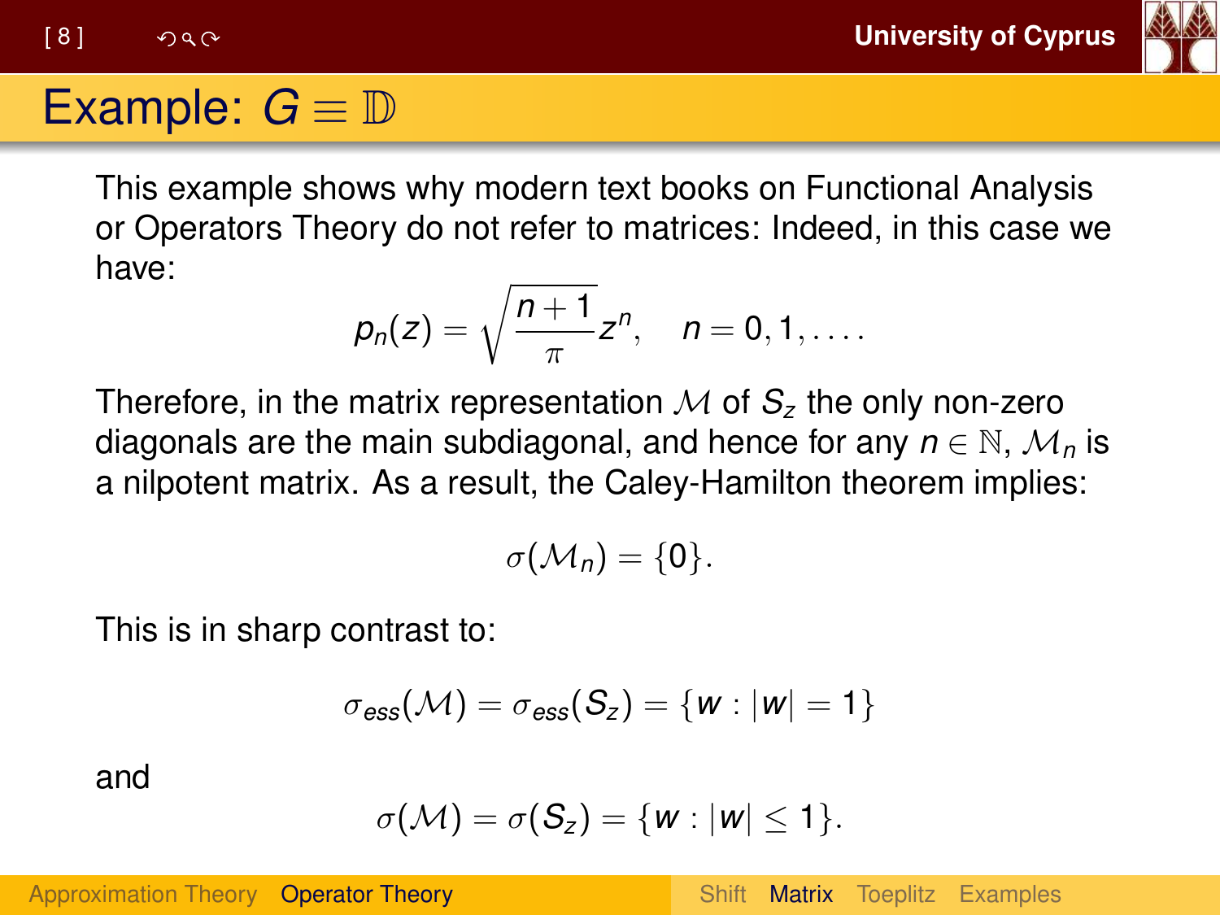# Example: $G \equiv \mathbb{D}$

This example shows why modern text books on Functional Analysis or Operators Theory do not refer to matrices: Indeed, in this case we have:

$$p_n(z) = \sqrt{\frac{n+1}{\pi}} z^n, \quad n = 0, 1, \ldots.$$

Therefore, in the matrix representation $\mathcal{M}$ of $S_z$ the only non-zero diagonals are the main subdiagonal, and hence for any $n \in \mathbb{N}$, $\mathcal{M}_n$ is a nilpotent matrix. As a result, the Caley-Hamilton theorem implies:

$$\sigma(\mathcal{M}_n) = \{0\}.$$

This is in sharp contrast to:

$$\sigma_{ess}(\mathcal{M}) = \sigma_{ess}(S_z) = \{w : |w| = 1\}$$

and

$$\sigma(\mathcal{M}) = \sigma(S_z) = \{w : |w| \leq 1\}.$$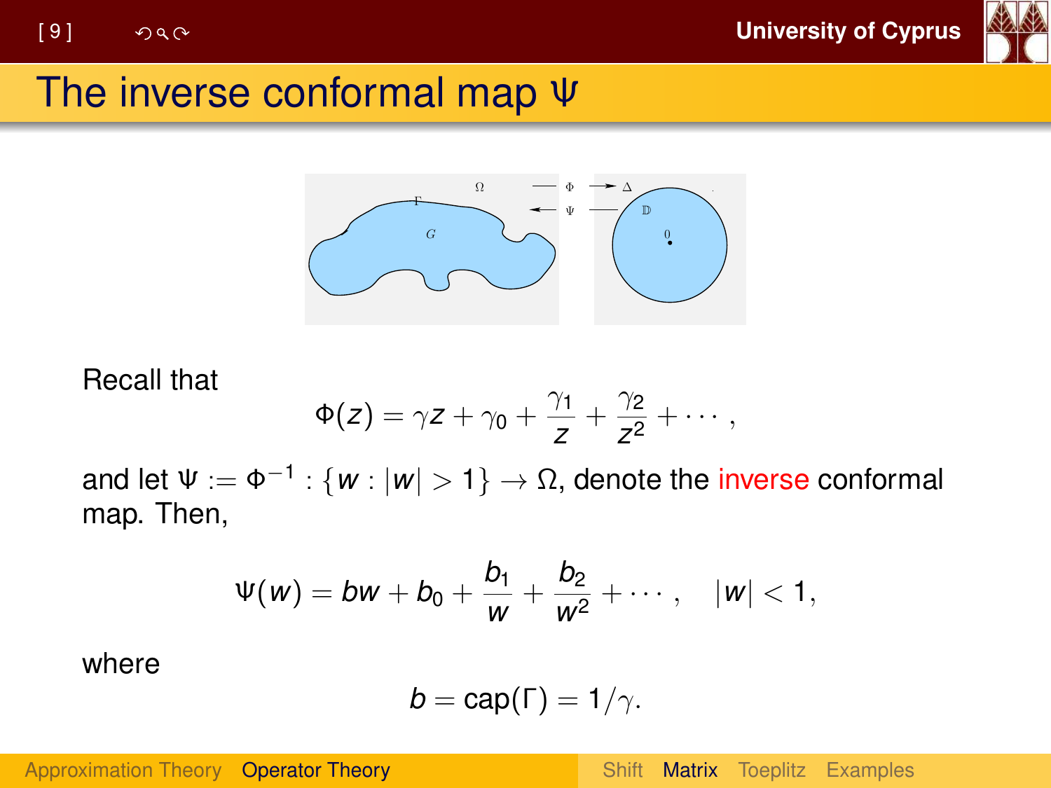# The inverse conformal map Ψ

Recall that

$$\Phi(z) = \gamma z + \gamma_0 + \frac{\gamma_1}{z} + \frac{\gamma_2}{z^2} + \cdots,$$

and let $\Psi := \Phi^{-1} : \{w : |w| > 1\} \to \Omega$, denote the inverse conformal map. Then,

$$\Psi(w) = bw + b_0 + \frac{b_1}{w} + \frac{b_2}{w^2} + \cdots, \quad |w| < 1,$$

where

$$b = \text{cap}(\Gamma) = 1/\gamma.$$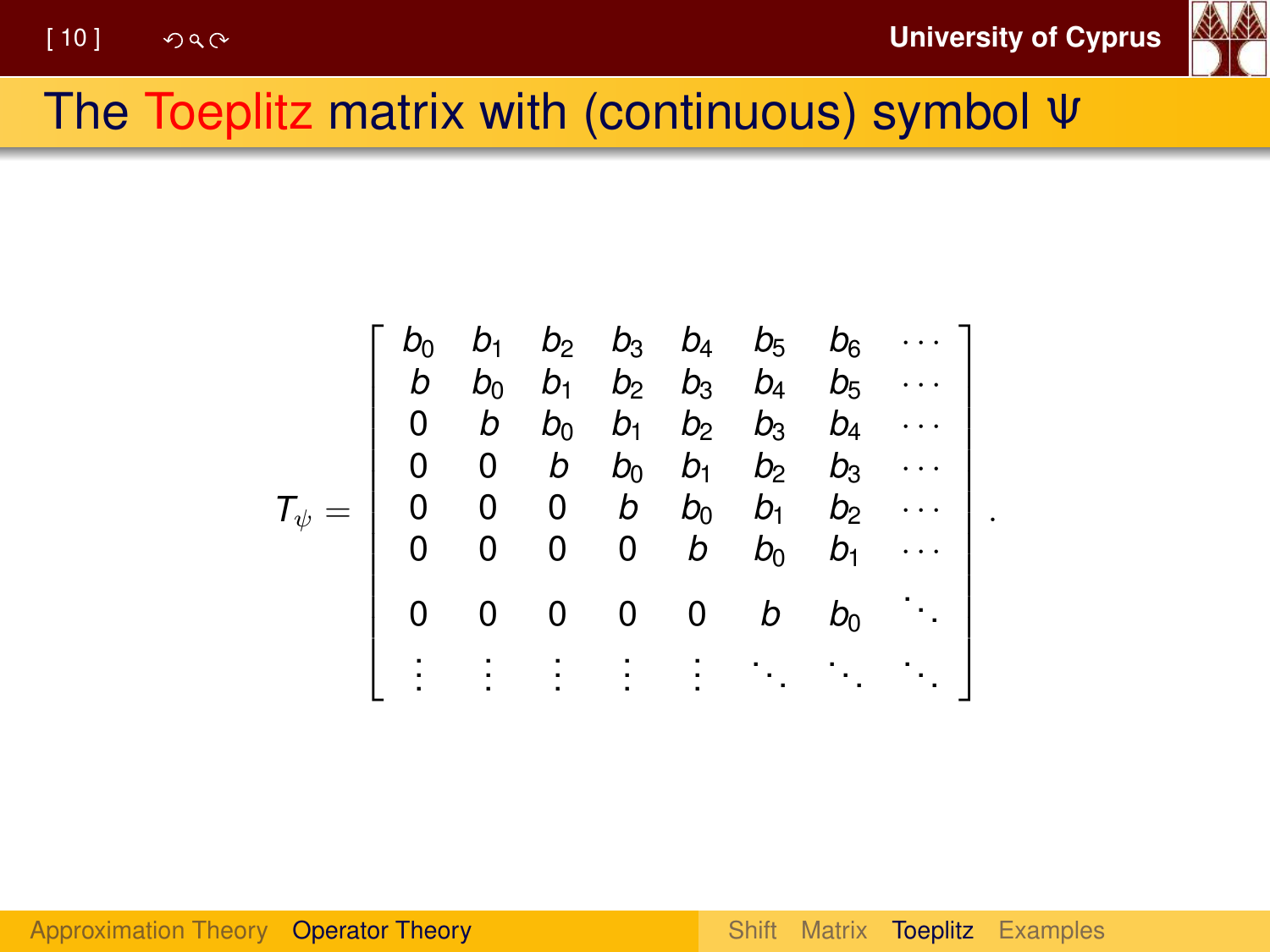# The Toeplitz matrix with (continuous) symbol $\Psi$

$$
T_\psi = \begin{bmatrix}
b_0 & b_1 & b_2 & b_3 & b_4 & b_5 & b_6 & \cdots \\
b & b_0 & b_1 & b_2 & b_3 & b_4 & b_5 & \cdots \\
0 & b & b_0 & b_1 & b_2 & b_3 & b_4 & \cdots \\
0 & 0 & b & b_0 & b_1 & b_2 & b_3 & \cdots \\
0 & 0 & 0 & b & b_0 & b_1 & b_2 & \cdots \\
0 & 0 & 0 & 0 & b & b_0 & b_1 & \cdots \\
0 & 0 & 0 & 0 & 0 & b & b_0 & \ddots \\
\vdots & \vdots & \vdots & \vdots & \vdots & \ddots & \ddots & \ddots
\end{bmatrix}.
$$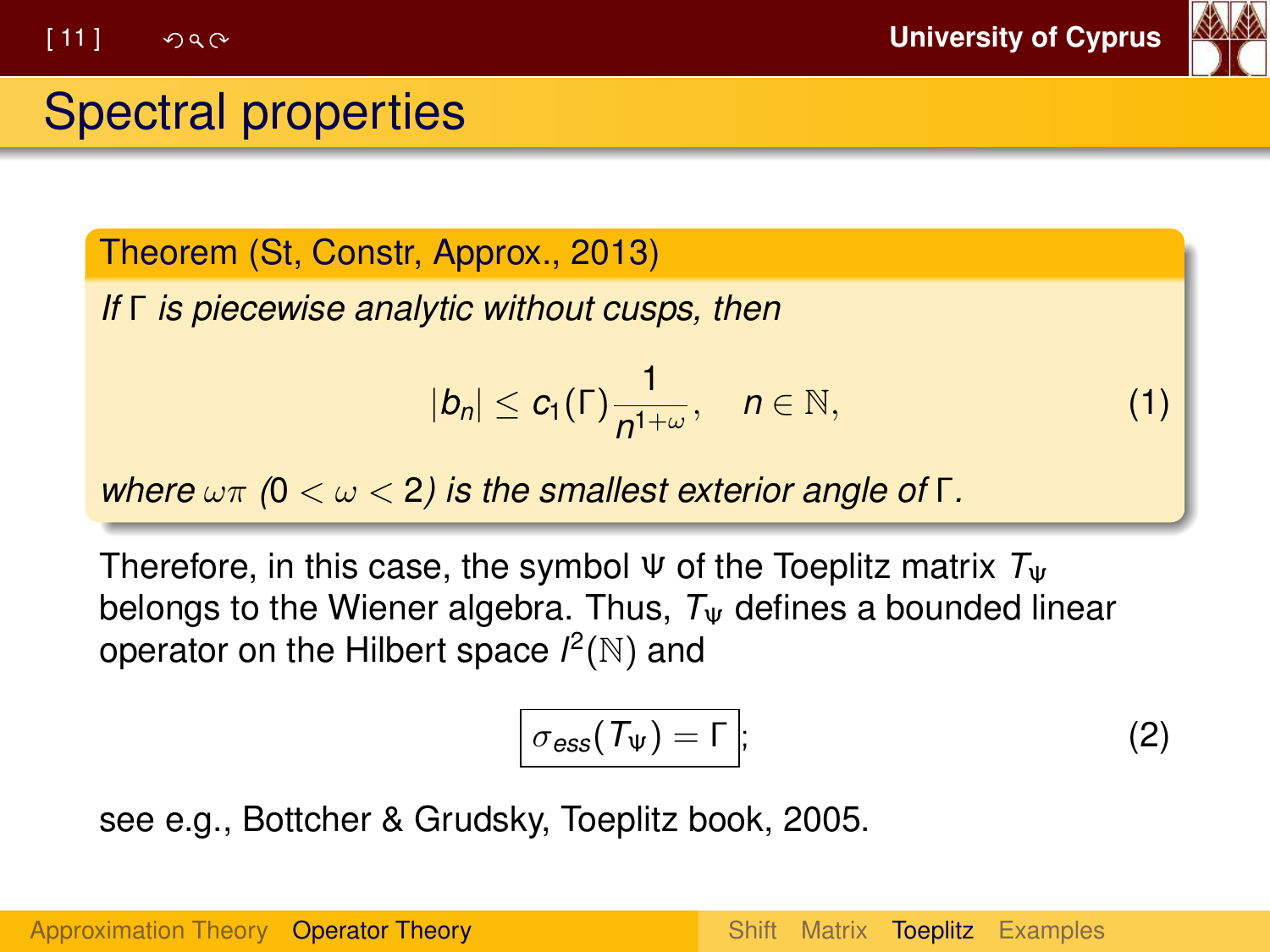# Spectral properties

**Theorem (St, Constr, Approx., 2013)**

*If $\Gamma$ is piecewise analytic without cusps, then*

$$|b_n| \leq c_1(\Gamma)\frac{1}{n^{1+\omega}}, \quad n \in \mathbb{N}, \tag{1}$$

*where $\omega\pi$ ($0 < \omega < 2$) is the smallest exterior angle of $\Gamma$.*

Therefore, in this case, the symbol $\Psi$ of the Toeplitz matrix $T_\Psi$ belongs to the Wiener algebra. Thus, $T_\Psi$ defines a bounded linear operator on the Hilbert space $l^2(\mathbb{N})$ and

$$\boxed{\sigma_{ess}(T_\Psi) = \Gamma}; \tag{2}$$

see e.g., Bottcher & Grudsky, Toeplitz book, 2005.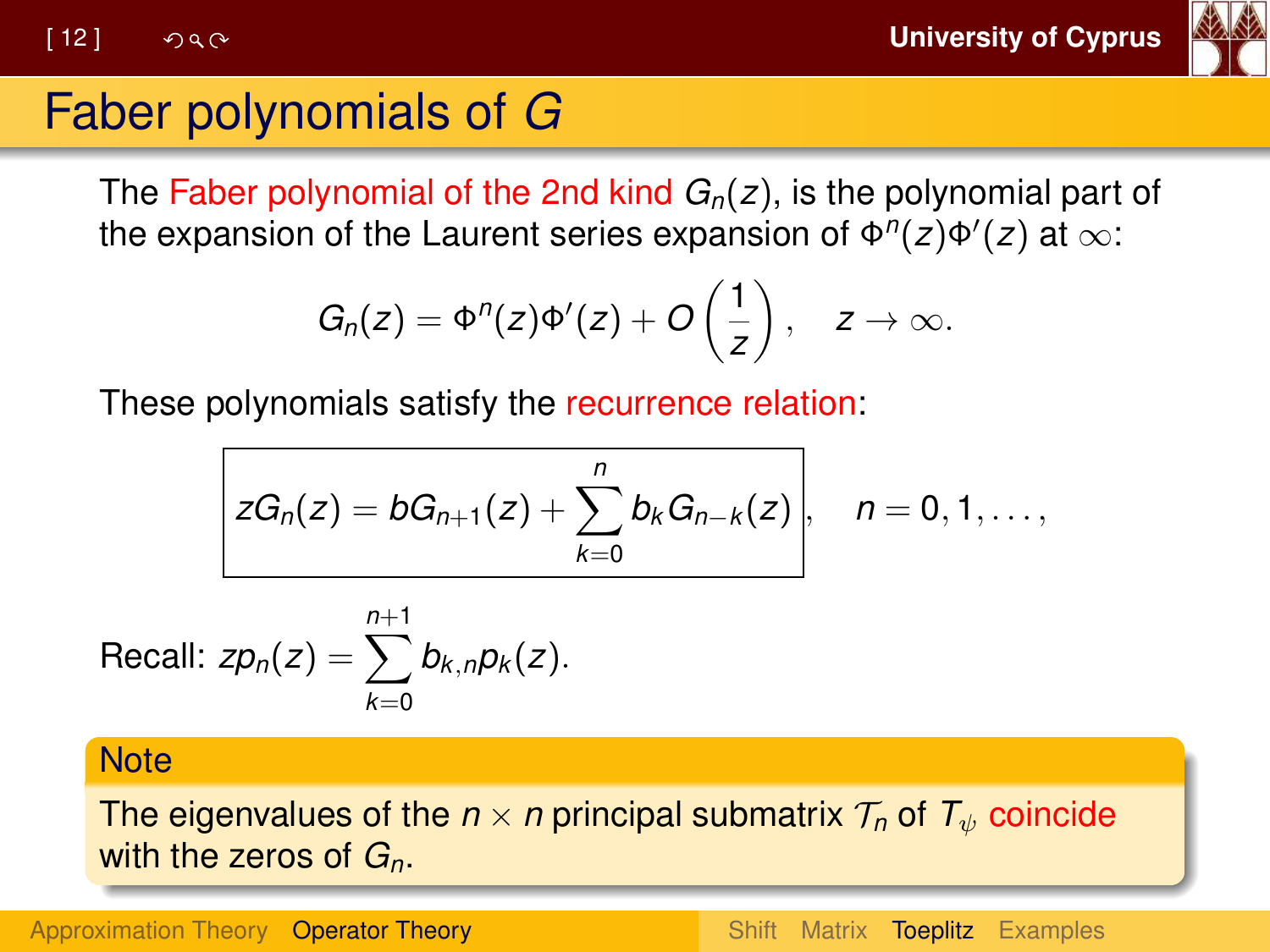# Faber polynomials of $G$

The Faber polynomial of the 2nd kind $G_n(z)$, is the polynomial part of the expansion of the Laurent series expansion of $\Phi^n(z)\Phi'(z)$ at $\infty$:

$$G_n(z) = \Phi^n(z)\Phi'(z) + O\left(\frac{1}{z}\right), \quad z \to \infty.$$

These polynomials satisfy the recurrence relation:

$$\boxed{zG_n(z) = bG_{n+1}(z) + \sum_{k=0}^{n} b_k G_{n-k}(z)}, \quad n = 0, 1, \ldots,$$

Recall: $zp_n(z) = \sum_{k=0}^{n+1} b_{k,n} p_k(z)$.

**Note**

The eigenvalues of the $n \times n$ principal submatrix $\mathcal{T}_n$ of $T_\psi$ coincide with the zeros of $G_n$.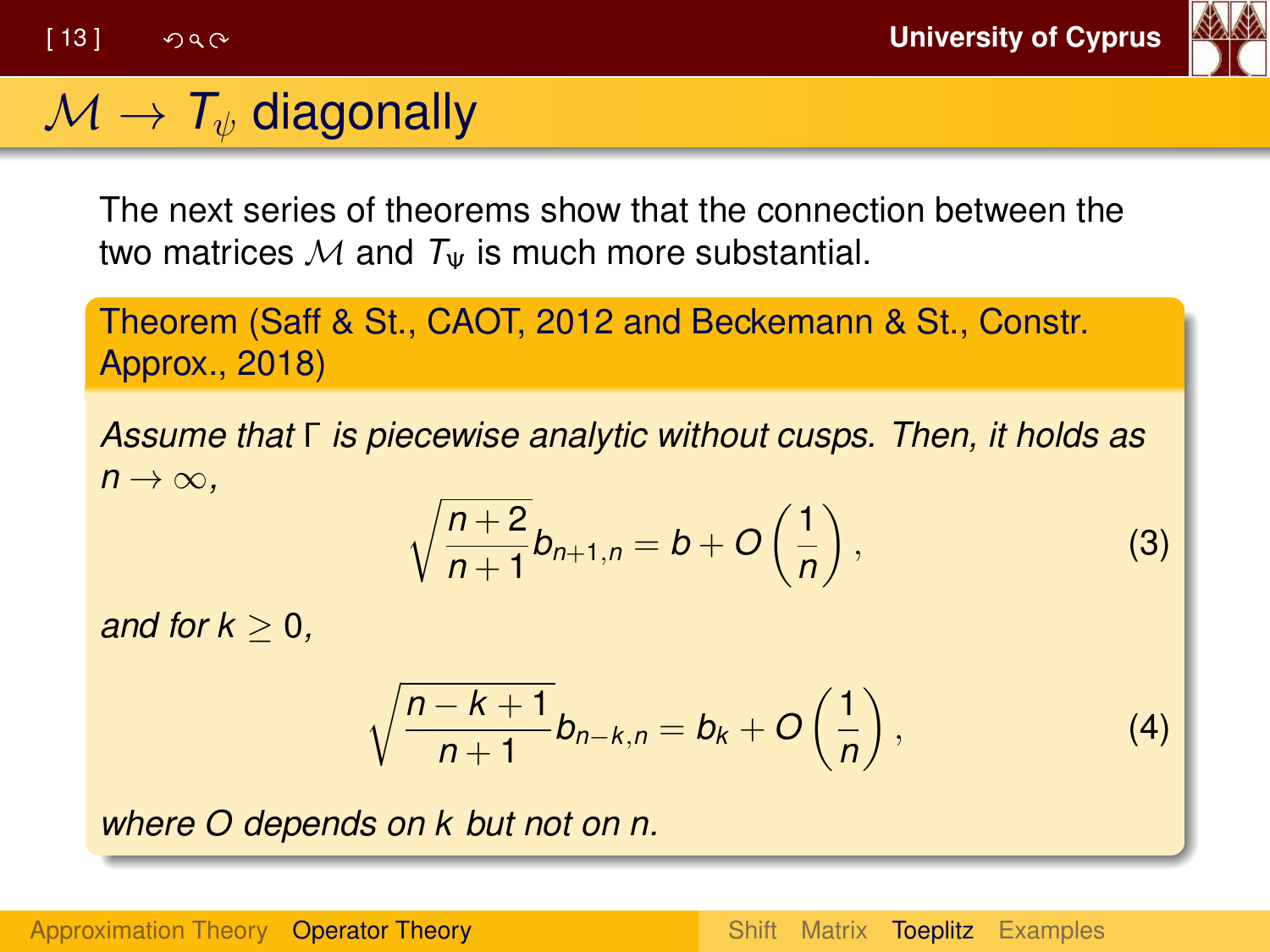# $\mathcal{M} \to T_\psi$ diagonally

The next series of theorems show that the connection between the two matrices $\mathcal{M}$ and $T_\Psi$ is much more substantial.

**Theorem (Saff & St., CAOT, 2012 and Beckemann & St., Constr. Approx., 2018)**

*Assume that $\Gamma$ is piecewise analytic without cusps. Then, it holds as $n \to \infty$,*

$$\sqrt{\frac{n+2}{n+1}} b_{n+1,n} = b + O\left(\frac{1}{n}\right), \tag{3}$$

*and for $k \geq 0$,*

$$\sqrt{\frac{n-k+1}{n+1}} b_{n-k,n} = b_k + O\left(\frac{1}{n}\right), \tag{4}$$

*where $O$ depends on $k$ but not on $n$.*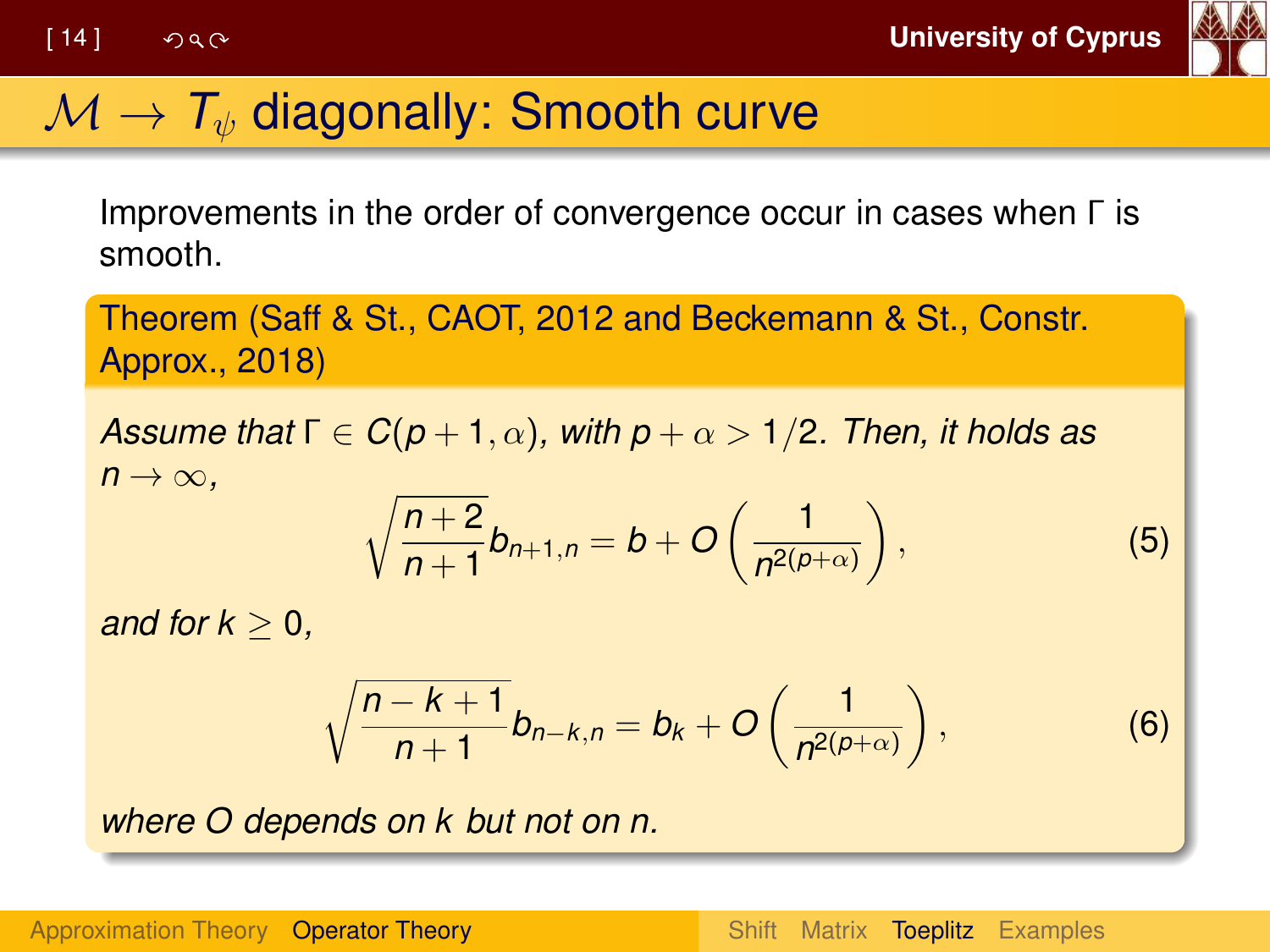# $\mathcal{M} \to T_\psi$ diagonally: Smooth curve

Improvements in the order of convergence occur in cases when $\Gamma$ is smooth.

**Theorem (Saff & St., CAOT, 2012 and Beckemann & St., Constr. Approx., 2018)**

*Assume that* $\Gamma \in C(p+1, \alpha)$, *with* $p + \alpha > 1/2$. *Then, it holds as* $n \to \infty$,

$$\sqrt{\frac{n+2}{n+1}} b_{n+1,n} = b + O\left(\frac{1}{n^{2(p+\alpha)}}\right), \tag{5}$$

*and for* $k \geq 0$,

$$\sqrt{\frac{n-k+1}{n+1}} b_{n-k,n} = b_k + O\left(\frac{1}{n^{2(p+\alpha)}}\right), \tag{6}$$

*where* $O$ *depends on* $k$ *but not on* $n$.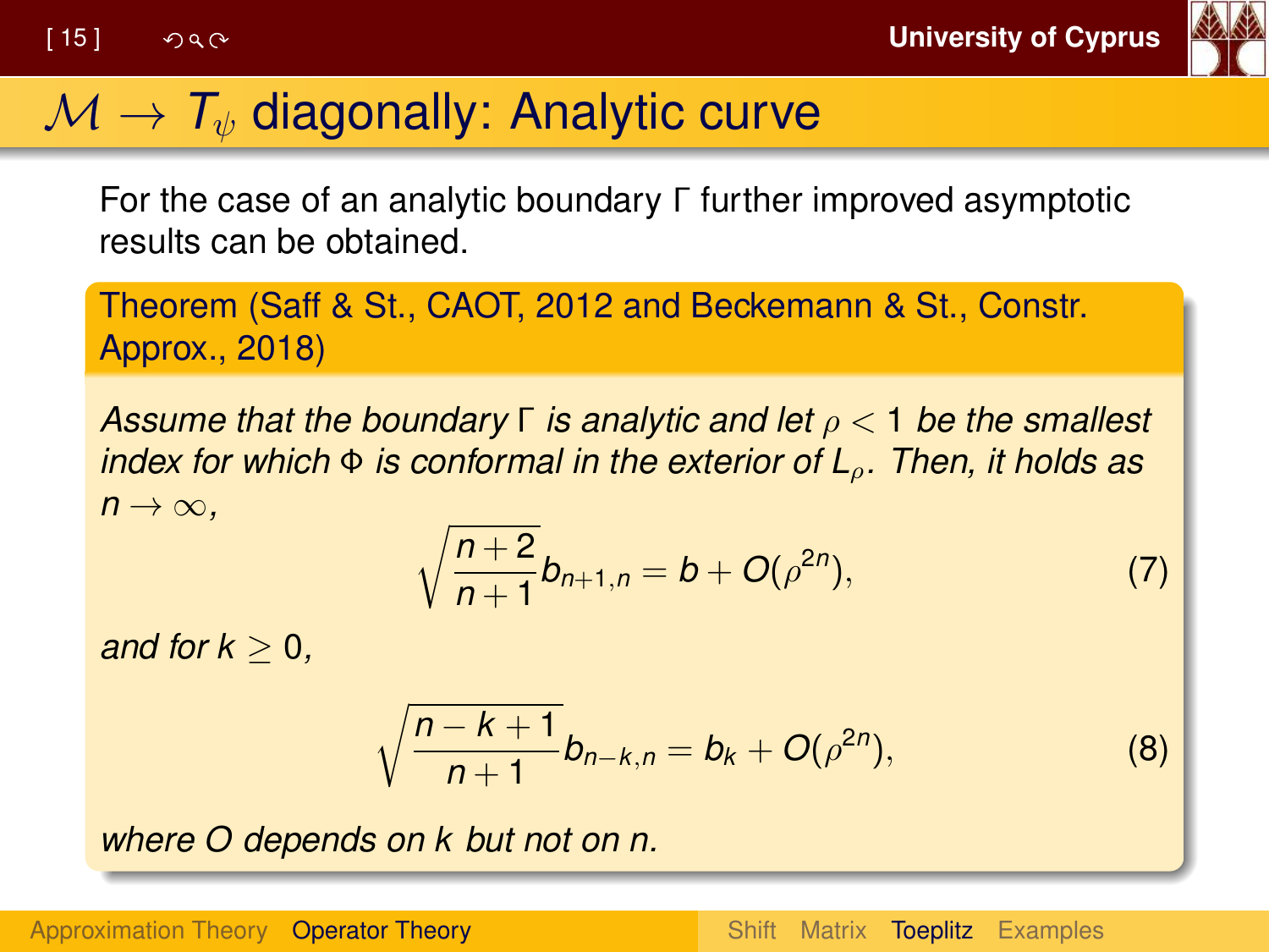# $\mathcal{M} \to T_\psi$ diagonally: Analytic curve

For the case of an analytic boundary $\Gamma$ further improved asymptotic results can be obtained.

**Theorem (Saff & St., CAOT, 2012 and Beckemann & St., Constr. Approx., 2018)**

*Assume that the boundary $\Gamma$ is analytic and let $\rho < 1$ be the smallest index for which $\Phi$ is conformal in the exterior of $L_\rho$. Then, it holds as $n \to \infty$,*

$$\sqrt{\frac{n+2}{n+1}}\, b_{n+1,n} = b + O(\rho^{2n}), \tag{7}$$

*and for $k \geq 0$,*

$$\sqrt{\frac{n-k+1}{n+1}}\, b_{n-k,n} = b_k + O(\rho^{2n}), \tag{8}$$

*where $O$ depends on $k$ but not on $n$.*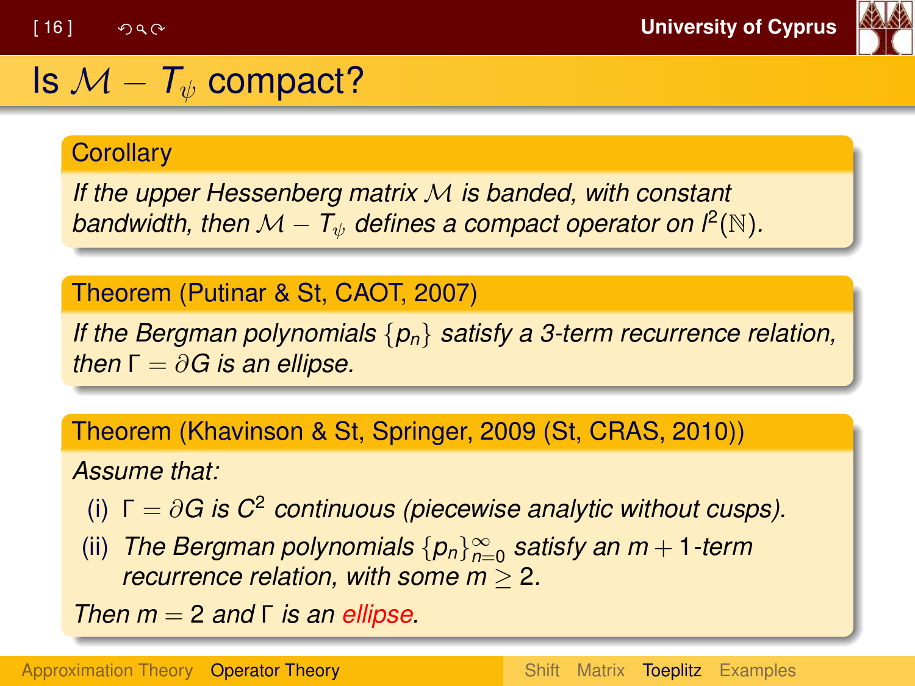# Is $\mathcal{M} - T_\psi$ compact?

**Corollary**

*If the upper Hessenberg matrix $\mathcal{M}$ is banded, with constant bandwidth, then $\mathcal{M} - T_\psi$ defines a compact operator on $l^2(\mathbb{N})$.*

**Theorem (Putinar & St, CAOT, 2007)**

*If the Bergman polynomials $\{p_n\}$ satisfy a 3-term recurrence relation, then $\Gamma = \partial G$ is an ellipse.*

**Theorem (Khavinson & St, Springer, 2009 (St, CRAS, 2010))**

*Assume that:*

- (i) $\Gamma = \partial G$ *is* $C^2$ *continuous (piecewise analytic without cusps).*
- (ii) *The Bergman polynomials* $\{p_n\}_{n=0}^{\infty}$ *satisfy an* $m+1$*-term recurrence relation, with some* $m \geq 2$.

*Then* $m = 2$ *and* $\Gamma$ *is an ellipse.*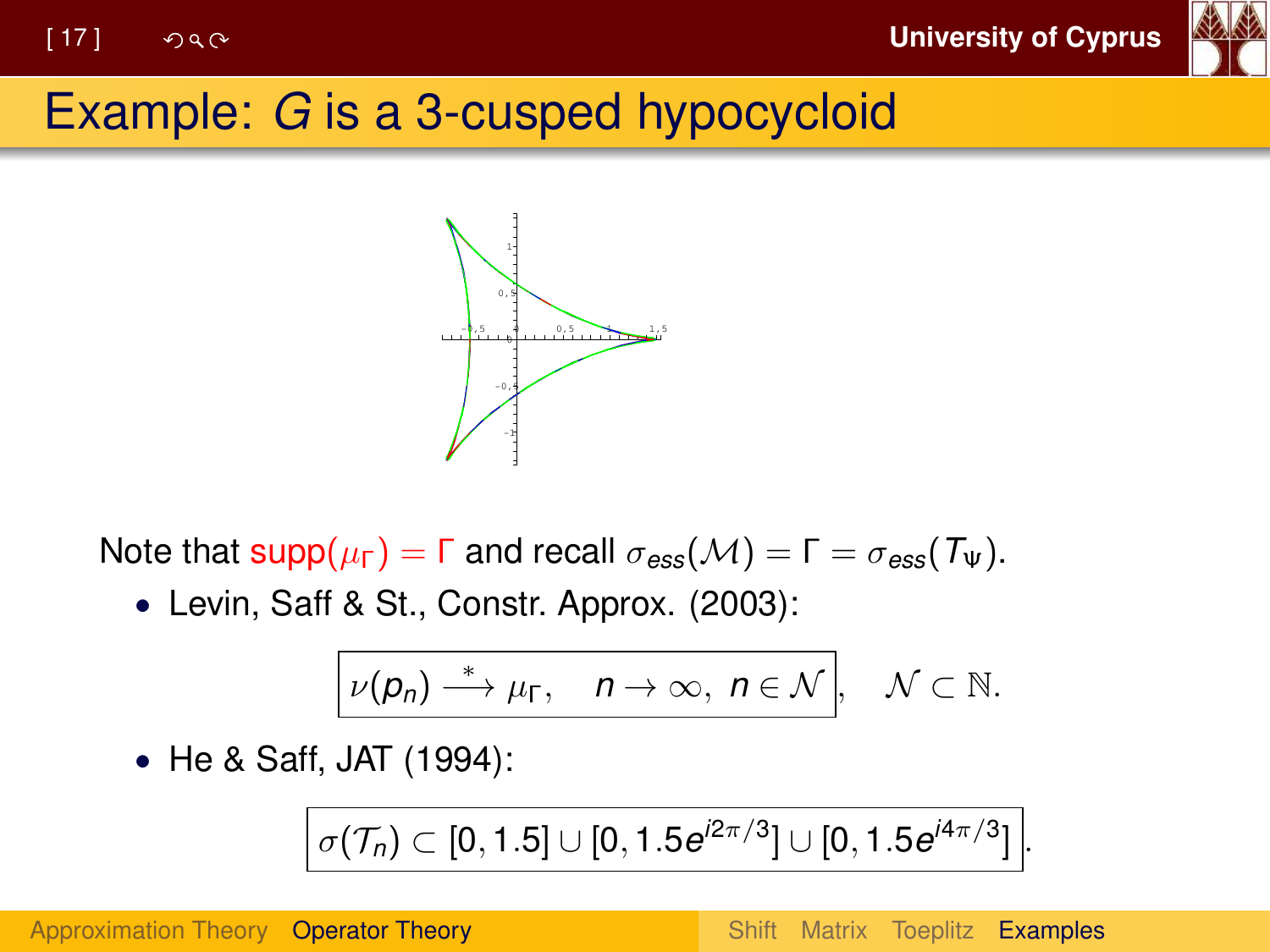# Example: $G$ is a 3-cusped hypocycloid

Note that $\text{supp}(\mu_\Gamma) = \Gamma$ and recall $\sigma_{ess}(\mathcal{M}) = \Gamma = \sigma_{ess}(T_\Psi)$.

- Levin, Saff & St., Constr. Approx. (2003):

$$\boxed{\nu(p_n) \xrightarrow{*} \mu_\Gamma, \quad n \to \infty,\ n \in \mathcal{N}}, \quad \mathcal{N} \subset \mathbb{N}.$$

- He & Saff, JAT (1994):

$$\boxed{\sigma(\mathcal{T}_n) \subset [0, 1.5] \cup [0, 1.5e^{i2\pi/3}] \cup [0, 1.5e^{i4\pi/3}]}.$$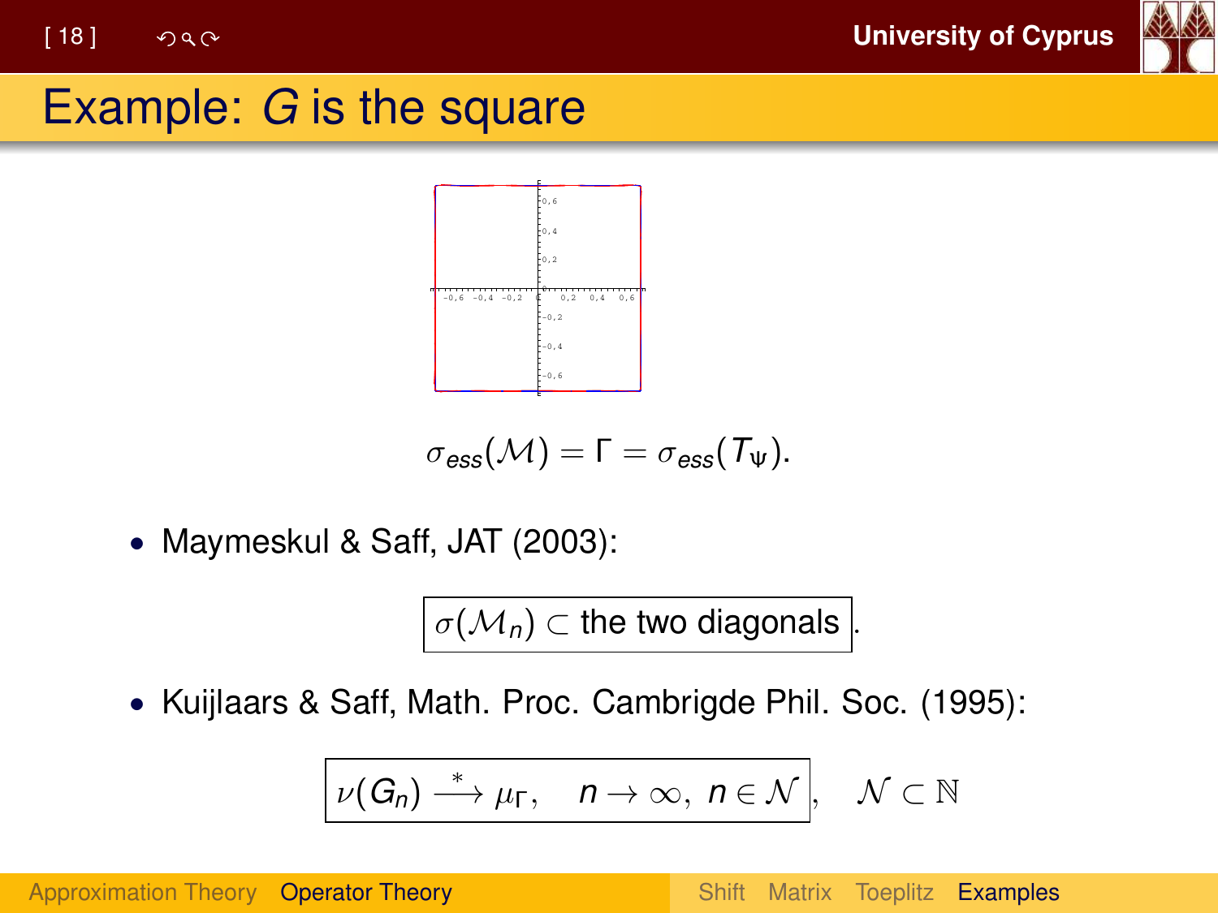# Example: $G$ is the square

$$\sigma_{ess}(\mathcal{M}) = \Gamma = \sigma_{ess}(T_\Psi).$$

- Maymeskul & Saff, JAT (2003):

$$\boxed{\sigma(\mathcal{M}_n) \subset \text{the two diagonals}}.$$

- Kuijlaars & Saff, Math. Proc. Cambrigde Phil. Soc. (1995):

$$\boxed{\nu(G_n) \xrightarrow{\ *\ } \mu_\Gamma, \quad n \to \infty,\ n \in \mathcal{N}}, \quad \mathcal{N} \subset \mathbb{N}$$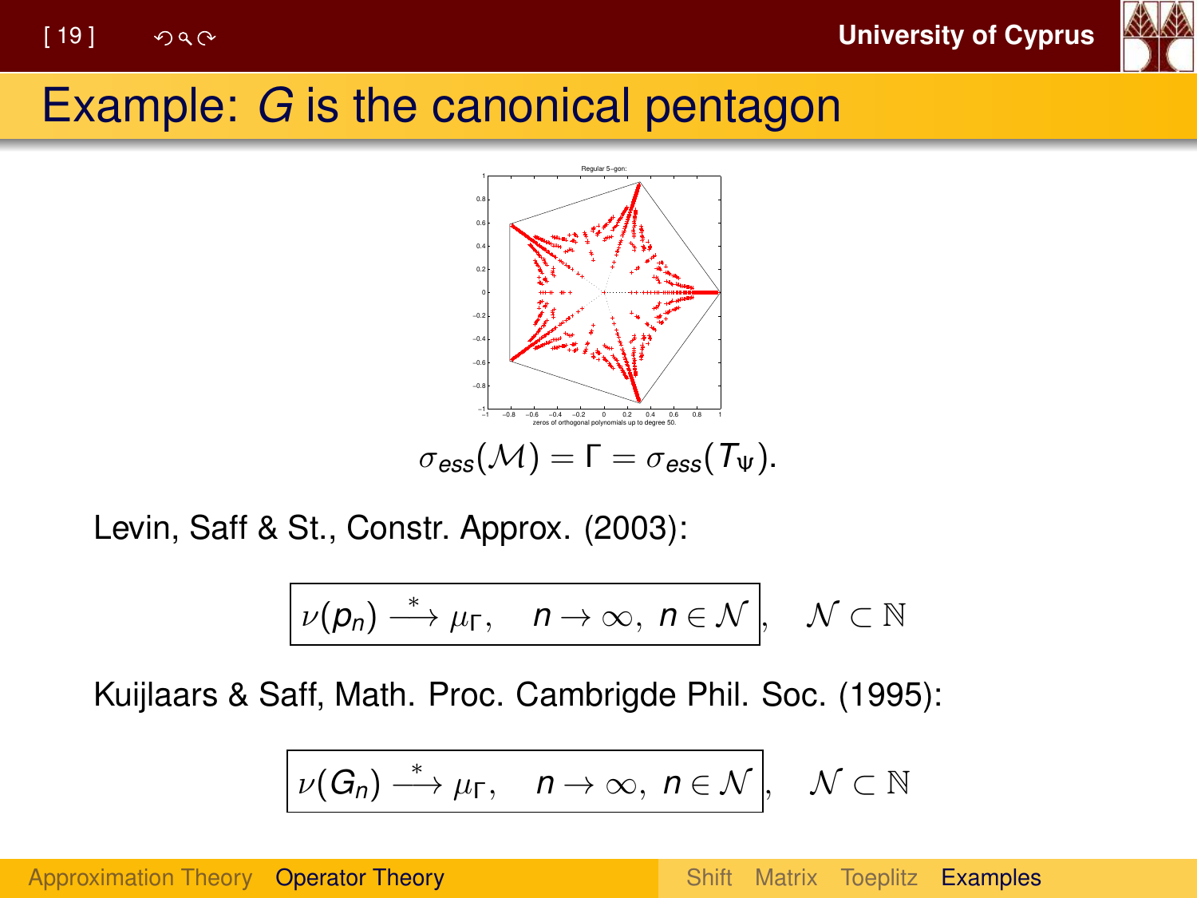# Example: $G$ is the canonical pentagon

$$\sigma_{ess}(\mathcal{M}) = \Gamma = \sigma_{ess}(T_\Psi).$$

Levin, Saff & St., Constr. Approx. (2003):

$$\boxed{\nu(p_n) \xrightarrow{*} \mu_\Gamma, \quad n \to \infty, \ n \in \mathcal{N}}, \quad \mathcal{N} \subset \mathbb{N}$$

Kuijlaars & Saff, Math. Proc. Cambrigde Phil. Soc. (1995):

$$\boxed{\nu(G_n) \xrightarrow{*} \mu_\Gamma, \quad n \to \infty, \ n \in \mathcal{N}}, \quad \mathcal{N} \subset \mathbb{N}$$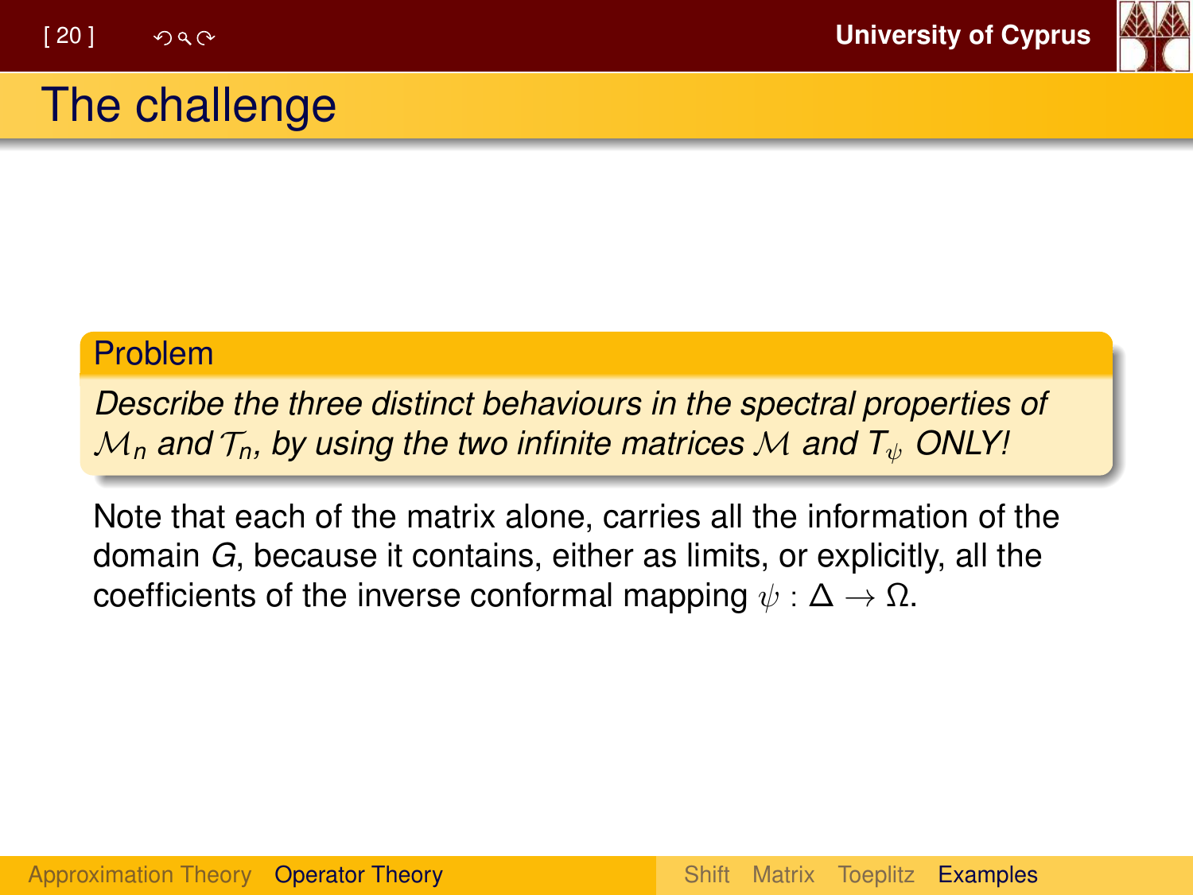## The challenge

**Problem**

*Describe the three distinct behaviours in the spectral properties of $\mathcal{M}_n$ and $\mathcal{T}_n$, by using the two infinite matrices $\mathcal{M}$ and $T_\psi$ ONLY!*

Note that each of the matrix alone, carries all the information of the domain $G$, because it contains, either as limits, or explicitly, all the coefficients of the inverse conformal mapping $\psi : \Delta \to \Omega$.